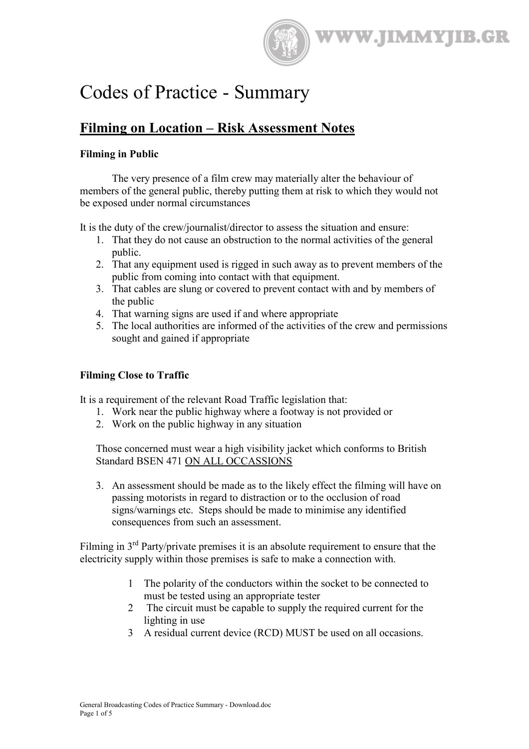# Codes of Practice - Summary

## Filming on Location – Risk Assessment Notes

### Filming in Public

The very presence of a film crew may materially alter the behaviour of members of the general public, thereby putting them at risk to which they would not be exposed under normal circumstances

It is the duty of the crew/journalist/director to assess the situation and ensure:

1. That they do not cause an obstruction to the normal activities of the general public.
2. That any equipment used is rigged in such away as to prevent members of the public from coming into contact with that equipment.
3. That cables are slung or covered to prevent contact with and by members of the public
4. That warning signs are used if and where appropriate
5. The local authorities are informed of the activities of the crew and permissions sought and gained if appropriate

### Filming Close to Traffic

It is a requirement of the relevant Road Traffic legislation that:

1. Work near the public highway where a footway is not provided or
2. Work on the public highway in any situation

   Those concerned must wear a high visibility jacket which conforms to British Standard BSEN 471 <u>ON ALL OCCASSIONS</u>

3. An assessment should be made as to the likely effect the filming will have on passing motorists in regard to distraction or to the occlusion of road signs/warnings etc. Steps should be made to minimise any identified consequences from such an assessment.

Filming in 3rd Party/private premises it is an absolute requirement to ensure that the electricity supply within those premises is safe to make a connection with.

1. The polarity of the conductors within the socket to be connected to must be tested using an appropriate tester
2. The circuit must be capable to supply the required current for the lighting in use
3. A residual current device (RCD) MUST be used on all occasions.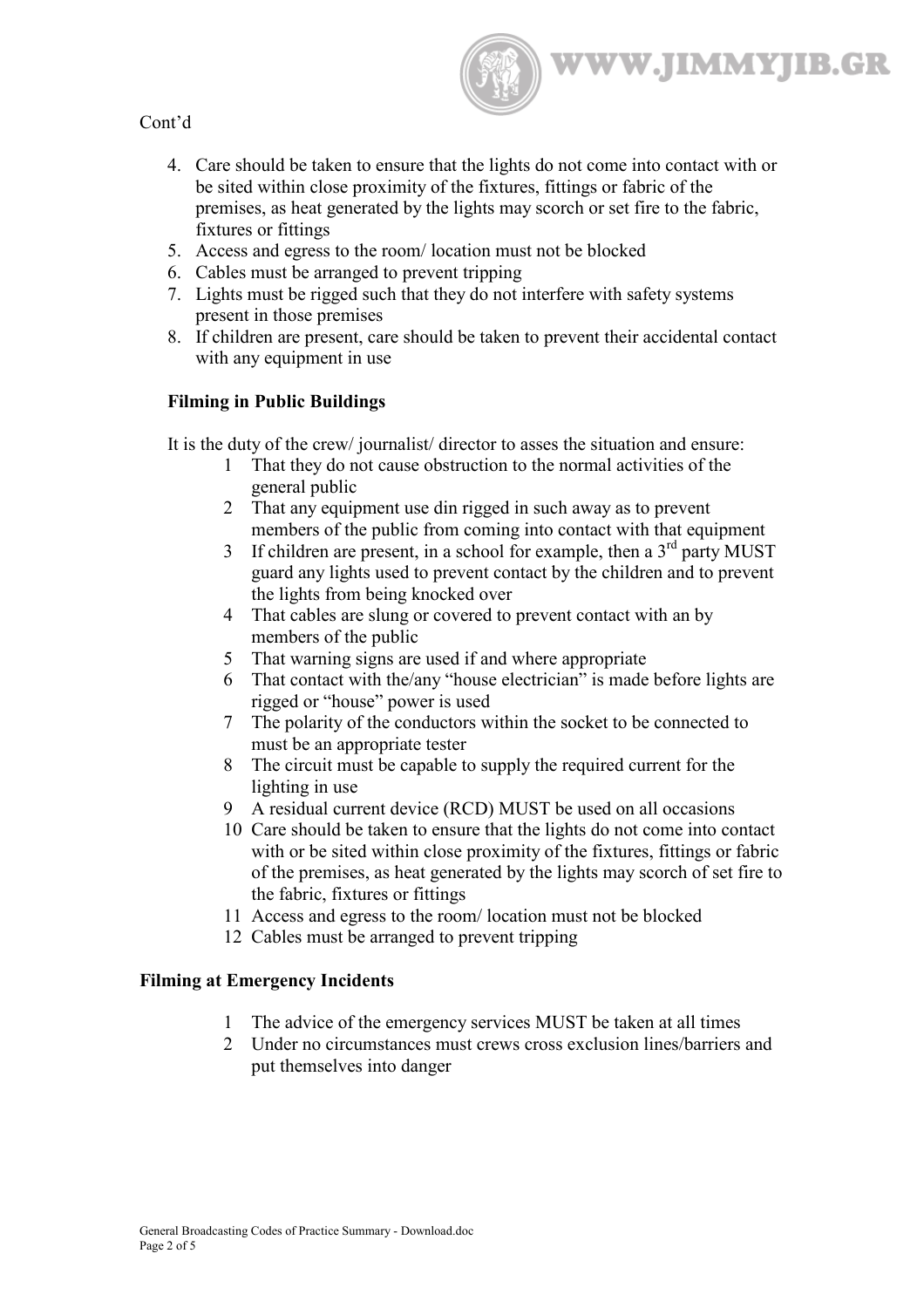Cont'd

4. Care should be taken to ensure that the lights do not come into contact with or be sited within close proximity of the fixtures, fittings or fabric of the premises, as heat generated by the lights may scorch or set fire to the fabric, fixtures or fittings
5. Access and egress to the room/ location must not be blocked
6. Cables must be arranged to prevent tripping
7. Lights must be rigged such that they do not interfere with safety systems present in those premises
8. If children are present, care should be taken to prevent their accidental contact with any equipment in use

**Filming in Public Buildings**

It is the duty of the crew/ journalist/ director to asses the situation and ensure:

1. That they do not cause obstruction to the normal activities of the general public
2. That any equipment use din rigged in such away as to prevent members of the public from coming into contact with that equipment
3. If children are present, in a school for example, then a 3rd party MUST guard any lights used to prevent contact by the children and to prevent the lights from being knocked over
4. That cables are slung or covered to prevent contact with an by members of the public
5. That warning signs are used if and where appropriate
6. That contact with the/any "house electrician" is made before lights are rigged or "house" power is used
7. The polarity of the conductors within the socket to be connected to must be an appropriate tester
8. The circuit must be capable to supply the required current for the lighting in use
9. A residual current device (RCD) MUST be used on all occasions
10. Care should be taken to ensure that the lights do not come into contact with or be sited within close proximity of the fixtures, fittings or fabric of the premises, as heat generated by the lights may scorch of set fire to the fabric, fixtures or fittings
11. Access and egress to the room/ location must not be blocked
12. Cables must be arranged to prevent tripping

**Filming at Emergency Incidents**

1. The advice of the emergency services MUST be taken at all times
2. Under no circumstances must crews cross exclusion lines/barriers and put themselves into danger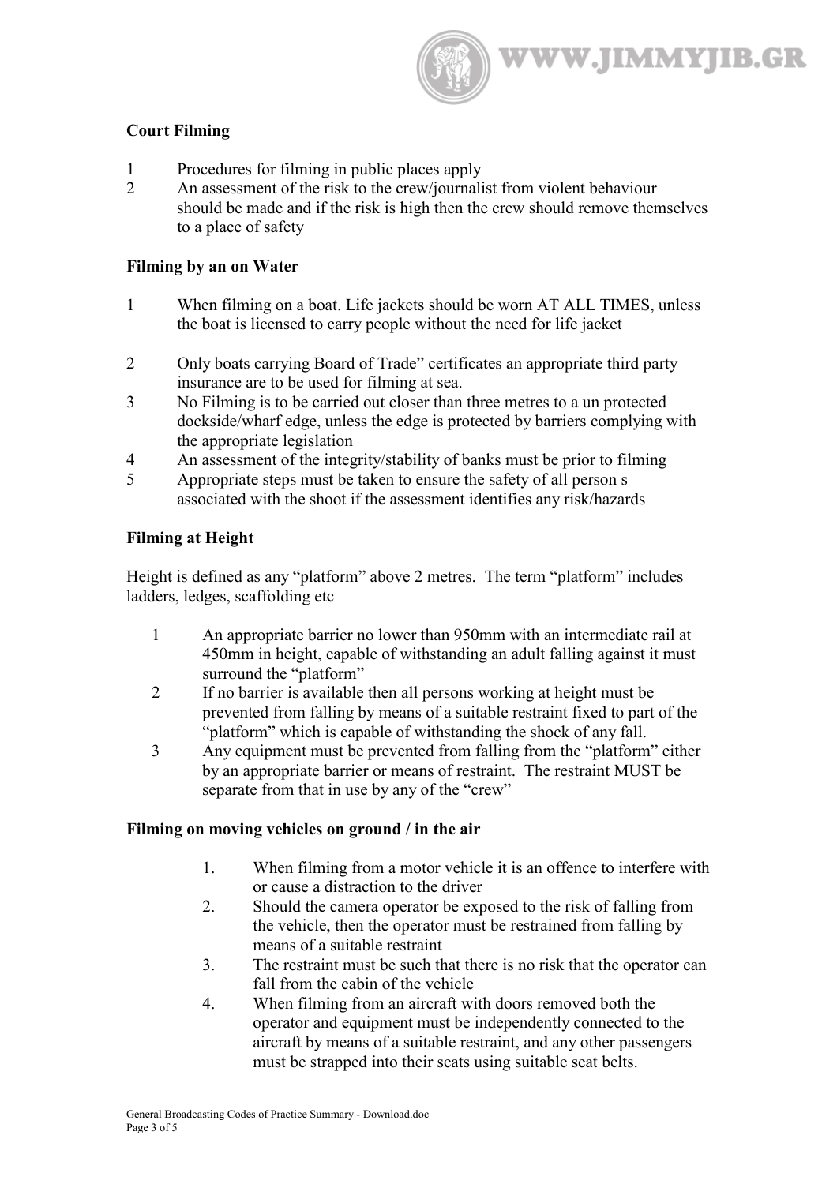**Court Filming**

1 Procedures for filming in public places apply
2 An assessment of the risk to the crew/journalist from violent behaviour should be made and if the risk is high then the crew should remove themselves to a place of safety

**Filming by an on Water**

1 When filming on a boat. Life jackets should be worn AT ALL TIMES, unless the boat is licensed to carry people without the need for life jacket

2 Only boats carrying Board of Trade" certificates an appropriate third party insurance are to be used for filming at sea.
3 No Filming is to be carried out closer than three metres to a un protected dockside/wharf edge, unless the edge is protected by barriers complying with the appropriate legislation
4 An assessment of the integrity/stability of banks must be prior to filming
5 Appropriate steps must be taken to ensure the safety of all person s associated with the shoot if the assessment identifies any risk/hazards

**Filming at Height**

Height is defined as any "platform" above 2 metres. The term "platform" includes ladders, ledges, scaffolding etc

1 An appropriate barrier no lower than 950mm with an intermediate rail at 450mm in height, capable of withstanding an adult falling against it must surround the "platform"
2 If no barrier is available then all persons working at height must be prevented from falling by means of a suitable restraint fixed to part of the "platform" which is capable of withstanding the shock of any fall.
3 Any equipment must be prevented from falling from the "platform" either by an appropriate barrier or means of restraint. The restraint MUST be separate from that in use by any of the "crew"

**Filming on moving vehicles on ground / in the air**

1. When filming from a motor vehicle it is an offence to interfere with or cause a distraction to the driver
2. Should the camera operator be exposed to the risk of falling from the vehicle, then the operator must be restrained from falling by means of a suitable restraint
3. The restraint must be such that there is no risk that the operator can fall from the cabin of the vehicle
4. When filming from an aircraft with doors removed both the operator and equipment must be independently connected to the aircraft by means of a suitable restraint, and any other passengers must be strapped into their seats using suitable seat belts.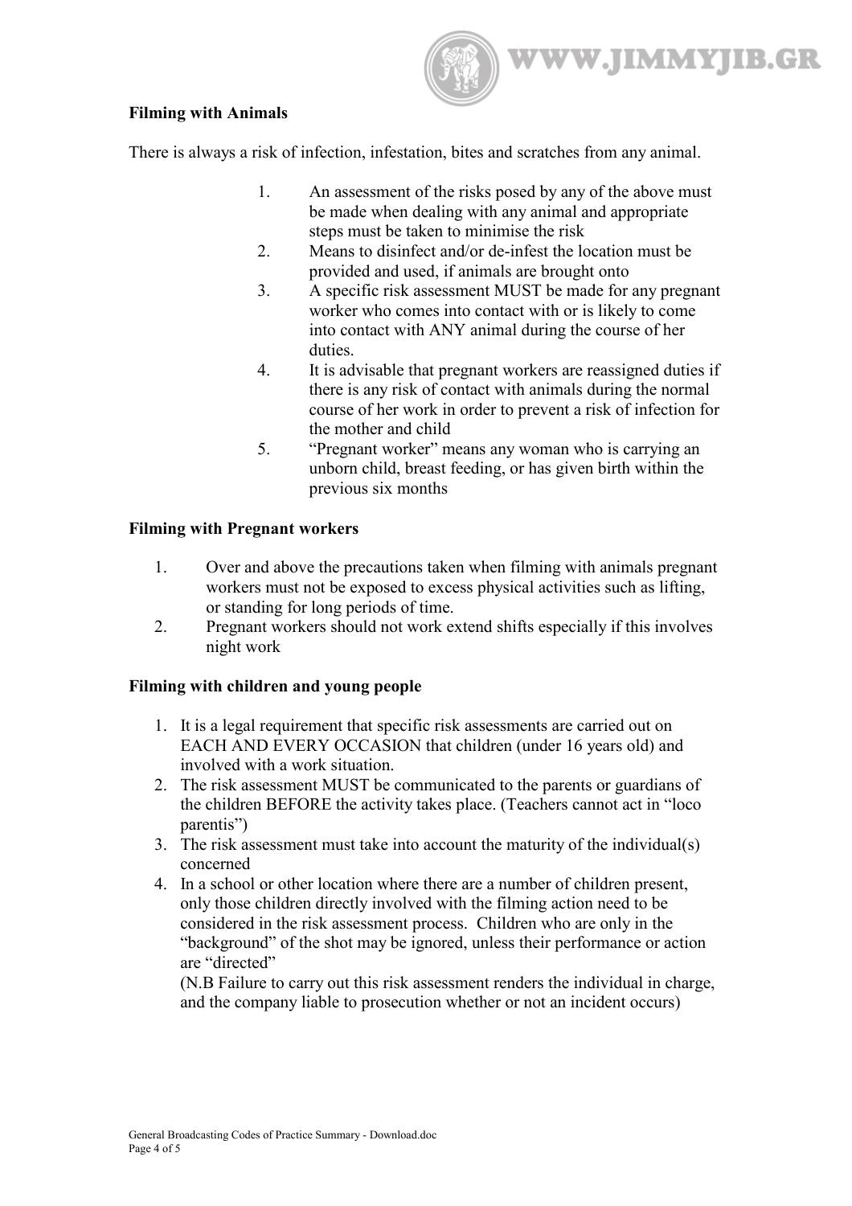**Filming with Animals**

There is always a risk of infection, infestation, bites and scratches from any animal.

1. An assessment of the risks posed by any of the above must be made when dealing with any animal and appropriate steps must be taken to minimise the risk
2. Means to disinfect and/or de-infest the location must be provided and used, if animals are brought onto
3. A specific risk assessment MUST be made for any pregnant worker who comes into contact with or is likely to come into contact with ANY animal during the course of her duties.
4. It is advisable that pregnant workers are reassigned duties if there is any risk of contact with animals during the normal course of her work in order to prevent a risk of infection for the mother and child
5. "Pregnant worker" means any woman who is carrying an unborn child, breast feeding, or has given birth within the previous six months

**Filming with Pregnant workers**

1. Over and above the precautions taken when filming with animals pregnant workers must not be exposed to excess physical activities such as lifting, or standing for long periods of time.
2. Pregnant workers should not work extend shifts especially if this involves night work

**Filming with children and young people**

1. It is a legal requirement that specific risk assessments are carried out on EACH AND EVERY OCCASION that children (under 16 years old) and involved with a work situation.
2. The risk assessment MUST be communicated to the parents or guardians of the children BEFORE the activity takes place. (Teachers cannot act in "loco parentis")
3. The risk assessment must take into account the maturity of the individual(s) concerned
4. In a school or other location where there are a number of children present, only those children directly involved with the filming action need to be considered in the risk assessment process. Children who are only in the "background" of the shot may be ignored, unless their performance or action are "directed"

   (N.B Failure to carry out this risk assessment renders the individual in charge, and the company liable to prosecution whether or not an incident occurs)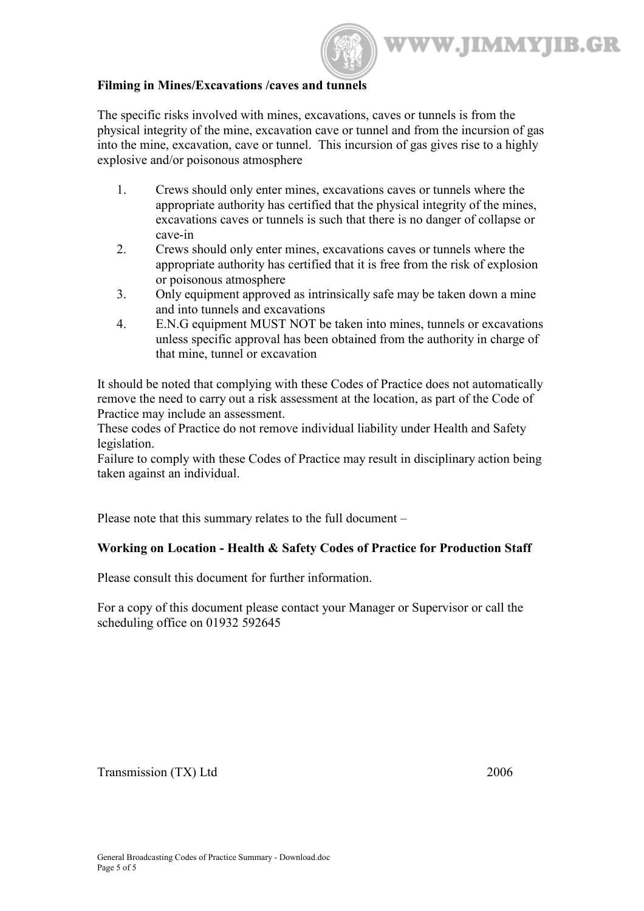**Filming in Mines/Excavations /caves and tunnels**

The specific risks involved with mines, excavations, caves or tunnels is from the physical integrity of the mine, excavation cave or tunnel and from the incursion of gas into the mine, excavation, cave or tunnel. This incursion of gas gives rise to a highly explosive and/or poisonous atmosphere

1. Crews should only enter mines, excavations caves or tunnels where the appropriate authority has certified that the physical integrity of the mines, excavations caves or tunnels is such that there is no danger of collapse or cave-in
2. Crews should only enter mines, excavations caves or tunnels where the appropriate authority has certified that it is free from the risk of explosion or poisonous atmosphere
3. Only equipment approved as intrinsically safe may be taken down a mine and into tunnels and excavations
4. E.N.G equipment MUST NOT be taken into mines, tunnels or excavations unless specific approval has been obtained from the authority in charge of that mine, tunnel or excavation

It should be noted that complying with these Codes of Practice does not automatically remove the need to carry out a risk assessment at the location, as part of the Code of Practice may include an assessment.
These codes of Practice do not remove individual liability under Health and Safety legislation.
Failure to comply with these Codes of Practice may result in disciplinary action being taken against an individual.

Please note that this summary relates to the full document –

**Working on Location - Health & Safety Codes of Practice for Production Staff**

Please consult this document for further information.

For a copy of this document please contact your Manager or Supervisor or call the scheduling office on 01932 592645

Transmission (TX) Ltd 2006